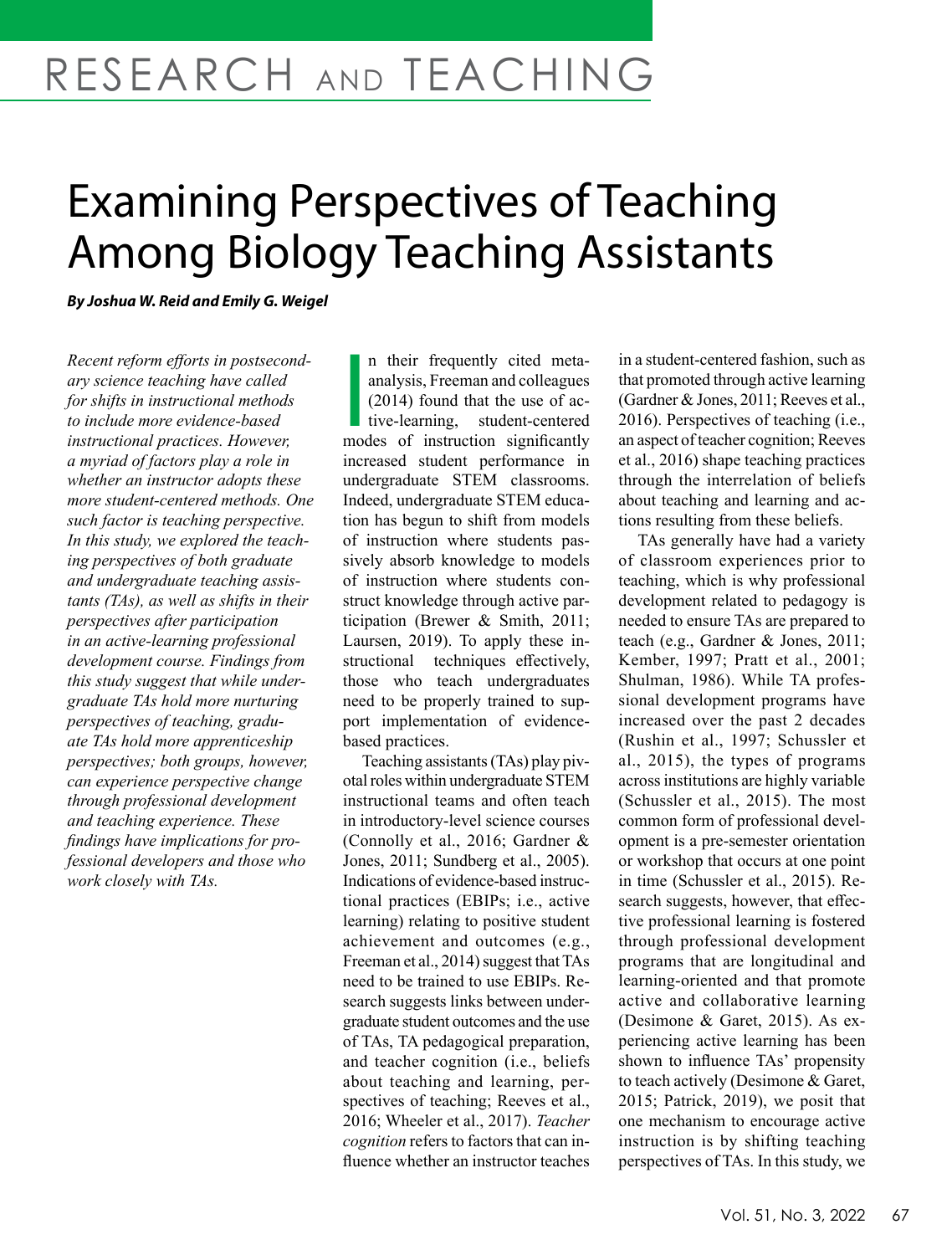# Examining Perspectives of Teaching Among Biology Teaching Assistants

***By Joshua W. Reid and Emily G. Weigel***

*Recent reform efforts in postsecondary science teaching have called for shifts in instructional methods to include more evidence-based instructional practices. However, a myriad of factors play a role in whether an instructor adopts these more student-centered methods. One such factor is teaching perspective. In this study, we explored the teaching perspectives of both graduate and undergraduate teaching assistants (TAs), as well as shifts in their perspectives after participation in an active-learning professional development course. Findings from this study suggest that while undergraduate TAs hold more nurturing perspectives of teaching, graduate TAs hold more apprenticeship perspectives; both groups, however, can experience perspective change through professional development and teaching experience. These findings have implications for professional developers and those who work closely with TAs.*

In their frequently cited meta-analysis, Freeman and colleagues (2014) found that the use of active-learning, student-centered modes of instruction significantly increased student performance in undergraduate STEM classrooms. Indeed, undergraduate STEM education has begun to shift from models of instruction where students passively absorb knowledge to models of instruction where students construct knowledge through active participation (Brewer & Smith, 2011; Laursen, 2019). To apply these instructional techniques effectively, those who teach undergraduates need to be properly trained to support implementation of evidence-based practices.

Teaching assistants (TAs) play pivotal roles within undergraduate STEM instructional teams and often teach in introductory-level science courses (Connolly et al., 2016; Gardner & Jones, 2011; Sundberg et al., 2005). Indications of evidence-based instructional practices (EBIPs; i.e., active learning) relating to positive student achievement and outcomes (e.g., Freeman et al., 2014) suggest that TAs need to be trained to use EBIPs. Research suggests links between undergraduate student outcomes and the use of TAs, TA pedagogical preparation, and teacher cognition (i.e., beliefs about teaching and learning, perspectives of teaching; Reeves et al., 2016; Wheeler et al., 2017). *Teacher cognition* refers to factors that can influence whether an instructor teaches in a student-centered fashion, such as that promoted through active learning (Gardner & Jones, 2011; Reeves et al., 2016). Perspectives of teaching (i.e., an aspect of teacher cognition; Reeves et al., 2016) shape teaching practices through the interrelation of beliefs about teaching and learning and actions resulting from these beliefs.

TAs generally have had a variety of classroom experiences prior to teaching, which is why professional development related to pedagogy is needed to ensure TAs are prepared to teach (e.g., Gardner & Jones, 2011; Kember, 1997; Pratt et al., 2001; Shulman, 1986). While TA professional development programs have increased over the past 2 decades (Rushin et al., 1997; Schussler et al., 2015), the types of programs across institutions are highly variable (Schussler et al., 2015). The most common form of professional development is a pre-semester orientation or workshop that occurs at one point in time (Schussler et al., 2015). Research suggests, however, that effective professional learning is fostered through professional development programs that are longitudinal and learning-oriented and that promote active and collaborative learning (Desimone & Garet, 2015). As experiencing active learning has been shown to influence TAs' propensity to teach actively (Desimone & Garet, 2015; Patrick, 2019), we posit that one mechanism to encourage active instruction is by shifting teaching perspectives of TAs. In this study, we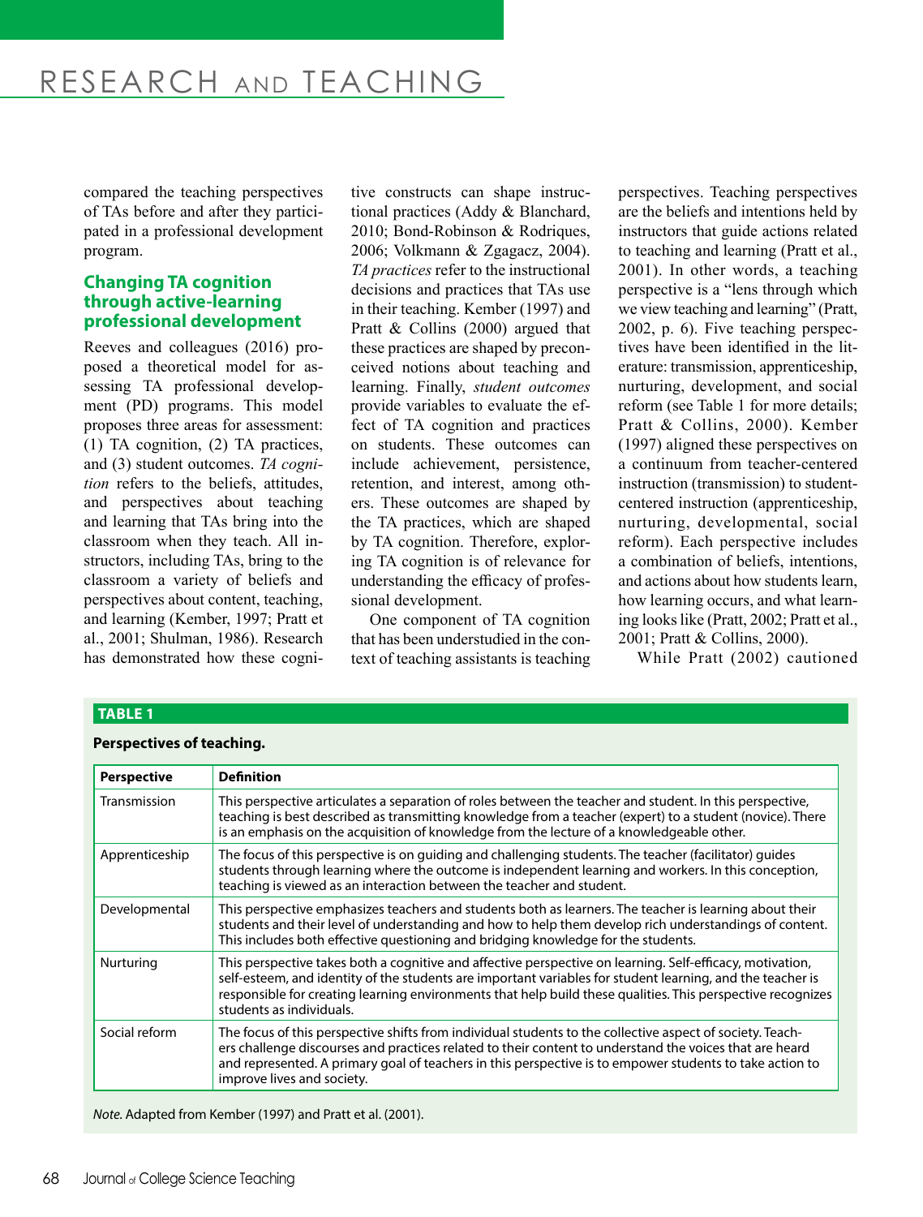compared the teaching perspectives of TAs before and after they participated in a professional development program.

## Changing TA cognition through active-learning professional development

Reeves and colleagues (2016) proposed a theoretical model for assessing TA professional development (PD) programs. This model proposes three areas for assessment: (1) TA cognition, (2) TA practices, and (3) student outcomes. *TA cognition* refers to the beliefs, attitudes, and perspectives about teaching and learning that TAs bring into the classroom when they teach. All instructors, including TAs, bring to the classroom a variety of beliefs and perspectives about content, teaching, and learning (Kember, 1997; Pratt et al., 2001; Shulman, 1986). Research has demonstrated how these cognitive constructs can shape instructional practices (Addy & Blanchard, 2010; Bond-Robinson & Rodriques, 2006; Volkmann & Zgagacz, 2004). *TA practices* refer to the instructional decisions and practices that TAs use in their teaching. Kember (1997) and Pratt & Collins (2000) argued that these practices are shaped by preconceived notions about teaching and learning. Finally, *student outcomes* provide variables to evaluate the effect of TA cognition and practices on students. These outcomes can include achievement, persistence, retention, and interest, among others. These outcomes are shaped by the TA practices, which are shaped by TA cognition. Therefore, exploring TA cognition is of relevance for understanding the efficacy of professional development.

One component of TA cognition that has been understudied in the context of teaching assistants is teaching perspectives. Teaching perspectives are the beliefs and intentions held by instructors that guide actions related to teaching and learning (Pratt et al., 2001). In other words, a teaching perspective is a "lens through which we view teaching and learning" (Pratt, 2002, p. 6). Five teaching perspectives have been identified in the literature: transmission, apprenticeship, nurturing, development, and social reform (see Table 1 for more details; Pratt & Collins, 2000). Kember (1997) aligned these perspectives on a continuum from teacher-centered instruction (transmission) to student-centered instruction (apprenticeship, nurturing, developmental, social reform). Each perspective includes a combination of beliefs, intentions, and actions about how students learn, how learning occurs, and what learning looks like (Pratt, 2002; Pratt et al., 2001; Pratt & Collins, 2000).

While Pratt (2002) cautioned

**TABLE 1**

**Perspectives of teaching.**

| Perspective | Definition |
|---|---|
| Transmission | This perspective articulates a separation of roles between the teacher and student. In this perspective, teaching is best described as transmitting knowledge from a teacher (expert) to a student (novice). There is an emphasis on the acquisition of knowledge from the lecture of a knowledgeable other. |
| Apprenticeship | The focus of this perspective is on guiding and challenging students. The teacher (facilitator) guides students through learning where the outcome is independent learning and workers. In this conception, teaching is viewed as an interaction between the teacher and student. |
| Developmental | This perspective emphasizes teachers and students both as learners. The teacher is learning about their students and their level of understanding and how to help them develop rich understandings of content. This includes both effective questioning and bridging knowledge for the students. |
| Nurturing | This perspective takes both a cognitive and affective perspective on learning. Self-efficacy, motivation, self-esteem, and identity of the students are important variables for student learning, and the teacher is responsible for creating learning environments that help build these qualities. This perspective recognizes students as individuals. |
| Social reform | The focus of this perspective shifts from individual students to the collective aspect of society. Teachers challenge discourses and practices related to their content to understand the voices that are heard and represented. A primary goal of teachers in this perspective is to empower students to take action to improve lives and society. |

*Note.* Adapted from Kember (1997) and Pratt et al. (2001).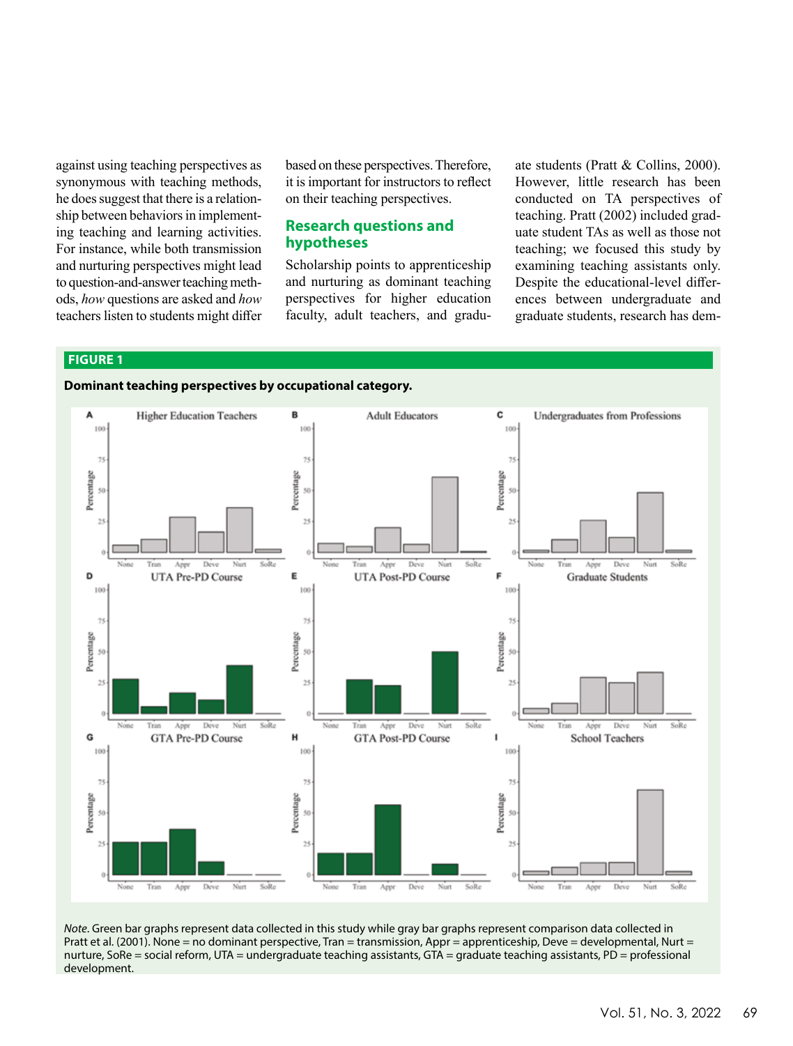against using teaching perspectives as synonymous with teaching methods, he does suggest that there is a relationship between behaviors in implementing teaching and learning activities. For instance, while both transmission and nurturing perspectives might lead to question-and-answer teaching methods, *how* questions are asked and *how* teachers listen to students might differ based on these perspectives. Therefore, it is important for instructors to reflect on their teaching perspectives.

## Research questions and hypotheses

Scholarship points to apprenticeship and nurturing as dominant teaching perspectives for higher education faculty, adult teachers, and graduate students (Pratt & Collins, 2000). However, little research has been conducted on TA perspectives of teaching. Pratt (2002) included graduate student TAs as well as those not teaching; we focused this study by examining teaching assistants only. Despite the educational-level differences between undergraduate and graduate students, research has dem-

**FIGURE 1**

**Dominant teaching perspectives by occupational category.**

*Note.* Green bar graphs represent data collected in this study while gray bar graphs represent comparison data collected in Pratt et al. (2001). None = no dominant perspective, Tran = transmission, Appr = apprenticeship, Deve = developmental, Nurt = nurture, SoRe = social reform, UTA = undergraduate teaching assistants, GTA = graduate teaching assistants, PD = professional development.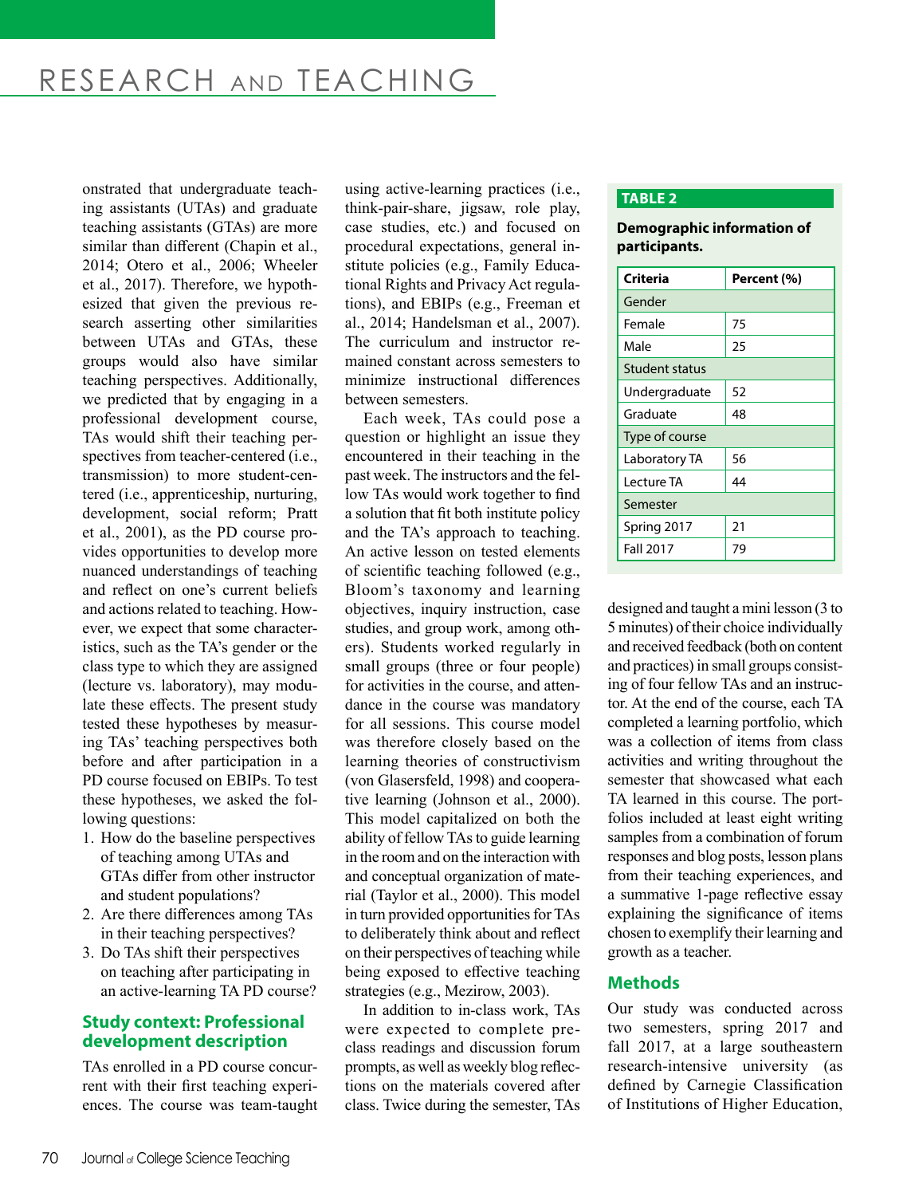onstrated that undergraduate teaching assistants (UTAs) and graduate teaching assistants (GTAs) are more similar than different (Chapin et al., 2014; Otero et al., 2006; Wheeler et al., 2017). Therefore, we hypothesized that given the previous research asserting other similarities between UTAs and GTAs, these groups would also have similar teaching perspectives. Additionally, we predicted that by engaging in a professional development course, TAs would shift their teaching perspectives from teacher-centered (i.e., transmission) to more student-centered (i.e., apprenticeship, nurturing, development, social reform; Pratt et al., 2001), as the PD course provides opportunities to develop more nuanced understandings of teaching and reflect on one's current beliefs and actions related to teaching. However, we expect that some characteristics, such as the TA's gender or the class type to which they are assigned (lecture vs. laboratory), may modulate these effects. The present study tested these hypotheses by measuring TAs' teaching perspectives both before and after participation in a PD course focused on EBIPs. To test these hypotheses, we asked the following questions:

1. How do the baseline perspectives of teaching among UTAs and GTAs differ from other instructor and student populations?
2. Are there differences among TAs in their teaching perspectives?
3. Do TAs shift their perspectives on teaching after participating in an active-learning TA PD course?

## Study context: Professional development description

TAs enrolled in a PD course concurrent with their first teaching experiences. The course was team-taught using active-learning practices (i.e., think-pair-share, jigsaw, role play, case studies, etc.) and focused on procedural expectations, general institute policies (e.g., Family Educational Rights and Privacy Act regulations), and EBIPs (e.g., Freeman et al., 2014; Handelsman et al., 2007). The curriculum and instructor remained constant across semesters to minimize instructional differences between semesters.

Each week, TAs could pose a question or highlight an issue they encountered in their teaching in the past week. The instructors and the fellow TAs would work together to find a solution that fit both institute policy and the TA's approach to teaching. An active lesson on tested elements of scientific teaching followed (e.g., Bloom's taxonomy and learning objectives, inquiry instruction, case studies, and group work, among others). Students worked regularly in small groups (three or four people) for activities in the course, and attendance in the course was mandatory for all sessions. This course model was therefore closely based on the learning theories of constructivism (von Glasersfeld, 1998) and cooperative learning (Johnson et al., 2000). This model capitalized on both the ability of fellow TAs to guide learning in the room and on the interaction with and conceptual organization of material (Taylor et al., 2000). This model in turn provided opportunities for TAs to deliberately think about and reflect on their perspectives of teaching while being exposed to effective teaching strategies (e.g., Mezirow, 2003).

In addition to in-class work, TAs were expected to complete preclass readings and discussion forum prompts, as well as weekly blog reflections on the materials covered after class. Twice during the semester, TAs designed and taught a mini lesson (3 to 5 minutes) of their choice individually and received feedback (both on content and practices) in small groups consisting of four fellow TAs and an instructor. At the end of the course, each TA completed a learning portfolio, which was a collection of items from class activities and writing throughout the semester that showcased what each TA learned in this course. The portfolios included at least eight writing samples from a combination of forum responses and blog posts, lesson plans from their teaching experiences, and a summative 1-page reflective essay explaining the significance of items chosen to exemplify their learning and growth as a teacher.

**TABLE 2**

**Demographic information of participants.**

| Criteria | Percent (%) |
|---|---|
| Gender | |
| Female | 75 |
| Male | 25 |
| Student status | |
| Undergraduate | 52 |
| Graduate | 48 |
| Type of course | |
| Laboratory TA | 56 |
| Lecture TA | 44 |
| Semester | |
| Spring 2017 | 21 |
| Fall 2017 | 79 |

## Methods

Our study was conducted across two semesters, spring 2017 and fall 2017, at a large southeastern research-intensive university (as defined by Carnegie Classification of Institutions of Higher Education,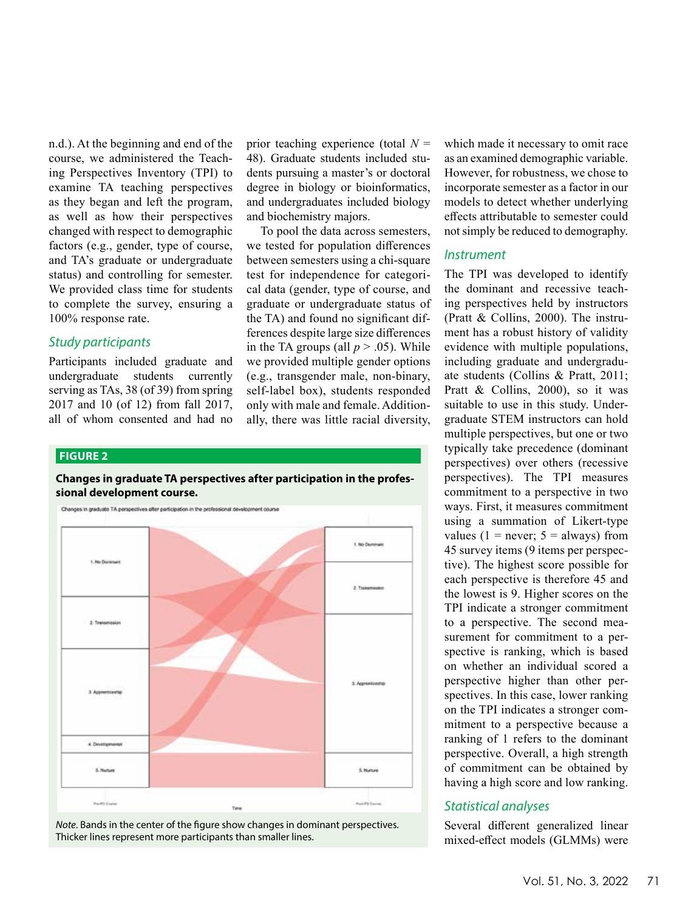n.d.). At the beginning and end of the course, we administered the Teaching Perspectives Inventory (TPI) to examine TA teaching perspectives as they began and left the program, as well as how their perspectives changed with respect to demographic factors (e.g., gender, type of course, and TA's graduate or undergraduate status) and controlling for semester. We provided class time for students to complete the survey, ensuring a 100% response rate.

### Study participants

Participants included graduate and undergraduate students currently serving as TAs, 38 (of 39) from spring 2017 and 10 (of 12) from fall 2017, all of whom consented and had no prior teaching experience (total $N$ = 48). Graduate students included students pursuing a master's or doctoral degree in biology or bioinformatics, and undergraduates included biology and biochemistry majors.

To pool the data across semesters, we tested for population differences between semesters using a chi-square test for independence for categorical data (gender, type of course, and graduate or undergraduate status of the TA) and found no significant differences despite large size differences in the TA groups (all $p > .05$). While we provided multiple gender options (e.g., transgender male, non-binary, self-label box), students responded only with male and female. Additionally, there was little racial diversity, which made it necessary to omit race as an examined demographic variable. However, for robustness, we chose to incorporate semester as a factor in our models to detect whether underlying effects attributable to semester could not simply be reduced to demography.

**FIGURE 2**

**Changes in graduate TA perspectives after participation in the professional development course.**

*Note.* Bands in the center of the figure show changes in dominant perspectives. Thicker lines represent more participants than smaller lines.

### Instrument

The TPI was developed to identify the dominant and recessive teaching perspectives held by instructors (Pratt & Collins, 2000). The instrument has a robust history of validity evidence with multiple populations, including graduate and undergraduate students (Collins & Pratt, 2011; Pratt & Collins, 2000), so it was suitable to use in this study. Undergraduate STEM instructors can hold multiple perspectives, but one or two typically take precedence (dominant perspectives) over others (recessive perspectives). The TPI measures commitment to a perspective in two ways. First, it measures commitment using a summation of Likert-type values (1 = never; 5 = always) from 45 survey items (9 items per perspective). The highest score possible for each perspective is therefore 45 and the lowest is 9. Higher scores on the TPI indicate a stronger commitment to a perspective. The second measurement for commitment to a perspective is ranking, which is based on whether an individual scored a perspective higher than other perspectives. In this case, lower ranking on the TPI indicates a stronger commitment to a perspective because a ranking of 1 refers to the dominant perspective. Overall, a high strength of commitment can be obtained by having a high score and low ranking.

### Statistical analyses

Several different generalized linear mixed-effect models (GLMMs) were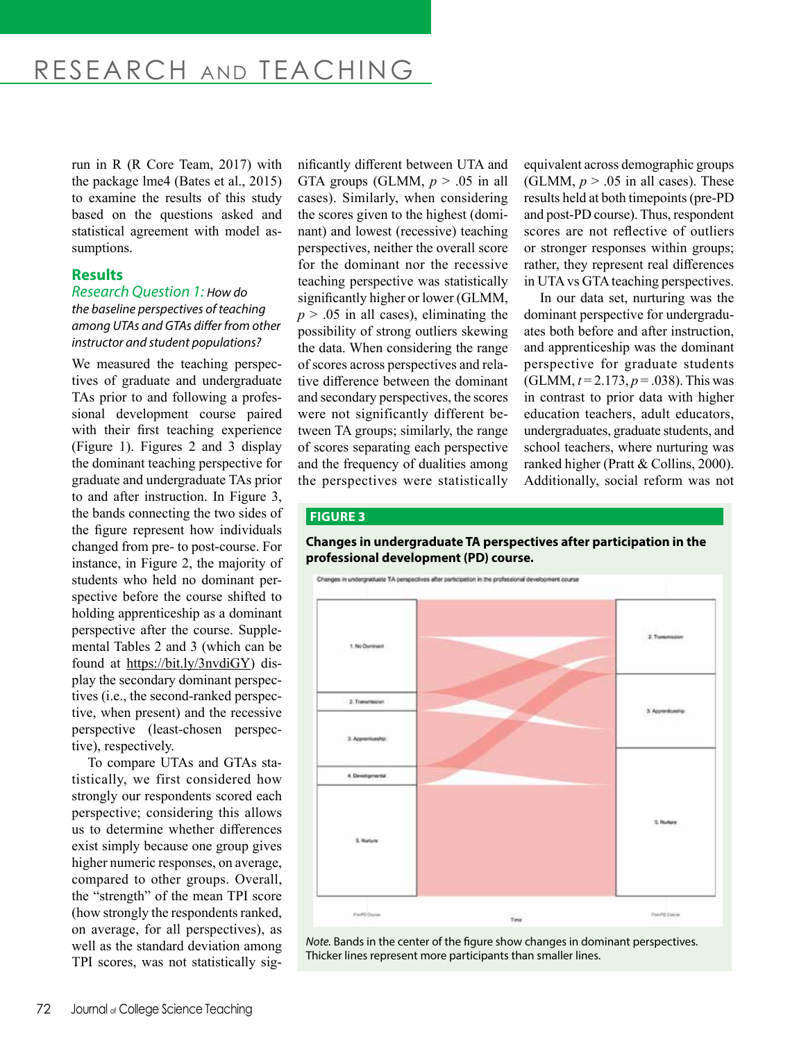run in R (R Core Team, 2017) with the package lme4 (Bates et al., 2015) to examine the results of this study based on the questions asked and statistical agreement with model assumptions.

## Results

### *Research Question 1: How do the baseline perspectives of teaching among UTAs and GTAs differ from other instructor and student populations?*

We measured the teaching perspectives of graduate and undergraduate TAs prior to and following a professional development course paired with their first teaching experience (Figure 1). Figures 2 and 3 display the dominant teaching perspective for graduate and undergraduate TAs prior to and after instruction. In Figure 3, the bands connecting the two sides of the figure represent how individuals changed from pre- to post-course. For instance, in Figure 2, the majority of students who held no dominant perspective before the course shifted to holding apprenticeship as a dominant perspective after the course. Supplemental Tables 2 and 3 (which can be found at https://bit.ly/3nvdiGY) display the secondary dominant perspectives (i.e., the second-ranked perspective, when present) and the recessive perspective (least-chosen perspective), respectively.

To compare UTAs and GTAs statistically, we first considered how strongly our respondents scored each perspective; considering this allows us to determine whether differences exist simply because one group gives higher numeric responses, on average, compared to other groups. Overall, the "strength" of the mean TPI score (how strongly the respondents ranked, on average, for all perspectives), as well as the standard deviation among TPI scores, was not statistically significantly different between UTA and GTA groups (GLMM, $p > .05$ in all cases). Similarly, when considering the scores given to the highest (dominant) and lowest (recessive) teaching perspectives, neither the overall score for the dominant nor the recessive teaching perspective was statistically significantly higher or lower (GLMM, $p > .05$ in all cases), eliminating the possibility of strong outliers skewing the data. When considering the range of scores across perspectives and relative difference between the dominant and secondary perspectives, the scores were not significantly different between TA groups; similarly, the range of scores separating each perspective and the frequency of dualities among the perspectives were statistically equivalent across demographic groups (GLMM, $p > .05$ in all cases). These results held at both timepoints (pre-PD and post-PD course). Thus, respondent scores are not reflective of outliers or stronger responses within groups; rather, they represent real differences in UTA vs GTA teaching perspectives.

In our data set, nurturing was the dominant perspective for undergraduates both before and after instruction, and apprenticeship was the dominant perspective for graduate students (GLMM, $t = 2.173$, $p = .038$). This was in contrast to prior data with higher education teachers, adult educators, undergraduates, graduate students, and school teachers, where nurturing was ranked higher (Pratt & Collins, 2000). Additionally, social reform was not

**FIGURE 3**

**Changes in undergraduate TA perspectives after participation in the professional development (PD) course.**

*Note.* Bands in the center of the figure show changes in dominant perspectives. Thicker lines represent more participants than smaller lines.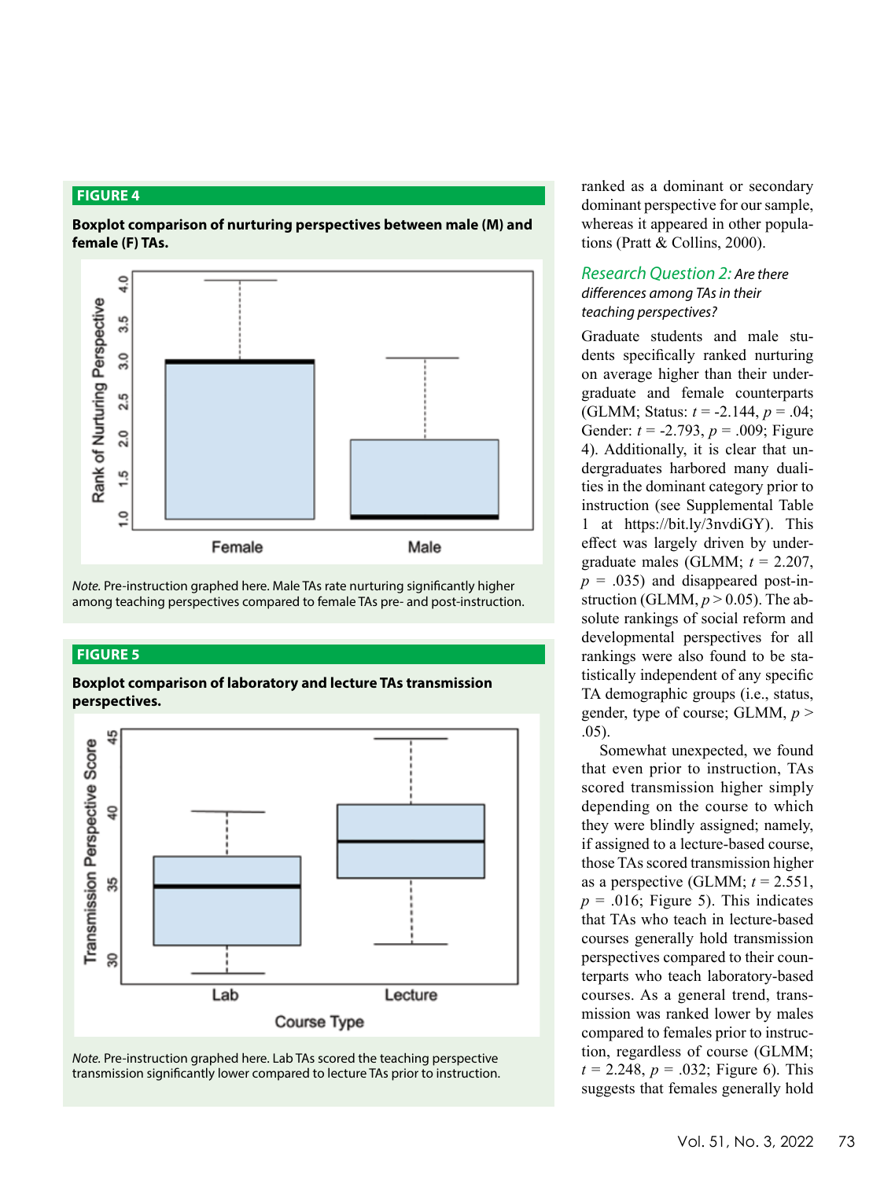### FIGURE 4

**Boxplot comparison of nurturing perspectives between male (M) and female (F) TAs.**

*Note.* Pre-instruction graphed here. Male TAs rate nurturing significantly higher among teaching perspectives compared to female TAs pre- and post-instruction.

### FIGURE 5

**Boxplot comparison of laboratory and lecture TAs transmission perspectives.**

*Note.* Pre-instruction graphed here. Lab TAs scored the teaching perspective transmission significantly lower compared to lecture TAs prior to instruction.

ranked as a dominant or secondary dominant perspective for our sample, whereas it appeared in other populations (Pratt & Collins, 2000).

### *Research Question 2: Are there differences among TAs in their teaching perspectives?*

Graduate students and male students specifically ranked nurturing on average higher than their undergraduate and female counterparts (GLMM; Status: $t = -2.144$, $p = .04$; Gender: $t = -2.793$, $p = .009$; Figure 4). Additionally, it is clear that undergraduates harbored many dualities in the dominant category prior to instruction (see Supplemental Table 1 at https://bit.ly/3nvdiGY). This effect was largely driven by undergraduate males (GLMM; $t = 2.207$, $p = .035$) and disappeared post-instruction (GLMM, $p > 0.05$). The absolute rankings of social reform and developmental perspectives for all rankings were also found to be statistically independent of any specific TA demographic groups (i.e., status, gender, type of course; GLMM, $p > .05$).

Somewhat unexpected, we found that even prior to instruction, TAs scored transmission higher simply depending on the course to which they were blindly assigned; namely, if assigned to a lecture-based course, those TAs scored transmission higher as a perspective (GLMM; $t = 2.551$, $p = .016$; Figure 5). This indicates that TAs who teach in lecture-based courses generally hold transmission perspectives compared to their counterparts who teach laboratory-based courses. As a general trend, transmission was ranked lower by males compared to females prior to instruction, regardless of course (GLMM; $t = 2.248$, $p = .032$; Figure 6). This suggests that females generally hold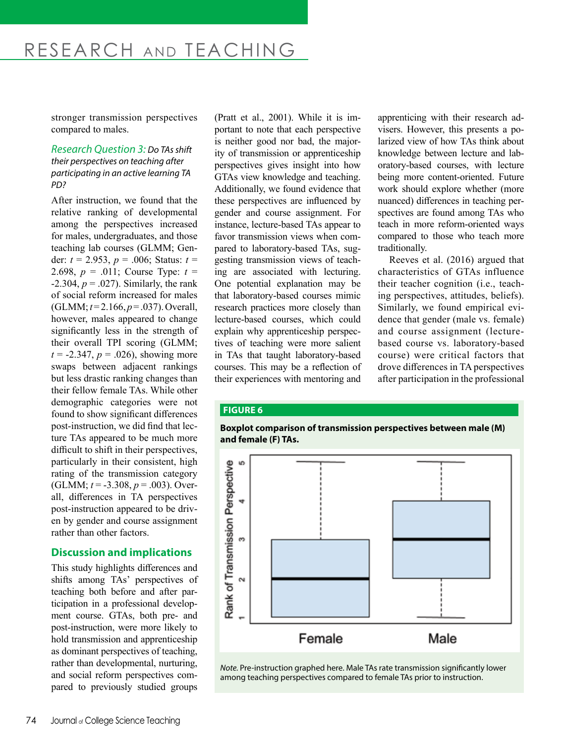stronger transmission perspectives compared to males.

*Research Question 3: Do TAs shift their perspectives on teaching after participating in an active learning TA PD?*

After instruction, we found that the relative ranking of developmental among the perspectives increased for males, undergraduates, and those teaching lab courses (GLMM; Gender: $t = 2.953$, $p = .006$; Status: $t = 2.698$, $p = .011$; Course Type: $t = -2.304$, $p = .027$). Similarly, the rank of social reform increased for males (GLMM; $t = 2.166$, $p = .037$). Overall, however, males appeared to change significantly less in the strength of their overall TPI scoring (GLMM; $t = -2.347$, $p = .026$), showing more swaps between adjacent rankings but less drastic ranking changes than their fellow female TAs. While other demographic categories were not found to show significant differences post-instruction, we did find that lecture TAs appeared to be much more difficult to shift in their perspectives, particularly in their consistent, high rating of the transmission category (GLMM; $t = -3.308$, $p = .003$). Overall, differences in TA perspectives post-instruction appeared to be driven by gender and course assignment rather than other factors.

## Discussion and implications

This study highlights differences and shifts among TAs' perspectives of teaching both before and after participation in a professional development course. GTAs, both pre- and post-instruction, were more likely to hold transmission and apprenticeship as dominant perspectives of teaching, rather than developmental, nurturing, and social reform perspectives compared to previously studied groups (Pratt et al., 2001). While it is important to note that each perspective is neither good nor bad, the majority of transmission or apprenticeship perspectives gives insight into how GTAs view knowledge and teaching. Additionally, we found evidence that these perspectives are influenced by gender and course assignment. For instance, lecture-based TAs appear to favor transmission views when compared to laboratory-based TAs, suggesting transmission views of teaching are associated with lecturing. One potential explanation may be that laboratory-based courses mimic research practices more closely than lecture-based courses, which could explain why apprenticeship perspectives of teaching were more salient in TAs that taught laboratory-based courses. This may be a reflection of their experiences with mentoring and apprenticing with their research advisers. However, this presents a polarized view of how TAs think about knowledge between lecture and laboratory-based courses, with lecture being more content-oriented. Future work should explore whether (more nuanced) differences in teaching perspectives are found among TAs who teach in more reform-oriented ways compared to those who teach more traditionally.

Reeves et al. (2016) argued that characteristics of GTAs influence their teacher cognition (i.e., teaching perspectives, attitudes, beliefs). Similarly, we found empirical evidence that gender (male vs. female) and course assignment (lecture-based course vs. laboratory-based course) were critical factors that drove differences in TA perspectives after participation in the professional

**FIGURE 6**

**Boxplot comparison of transmission perspectives between male (M) and female (F) TAs.**

*Note.* Pre-instruction graphed here. Male TAs rate transmission significantly lower among teaching perspectives compared to female TAs prior to instruction.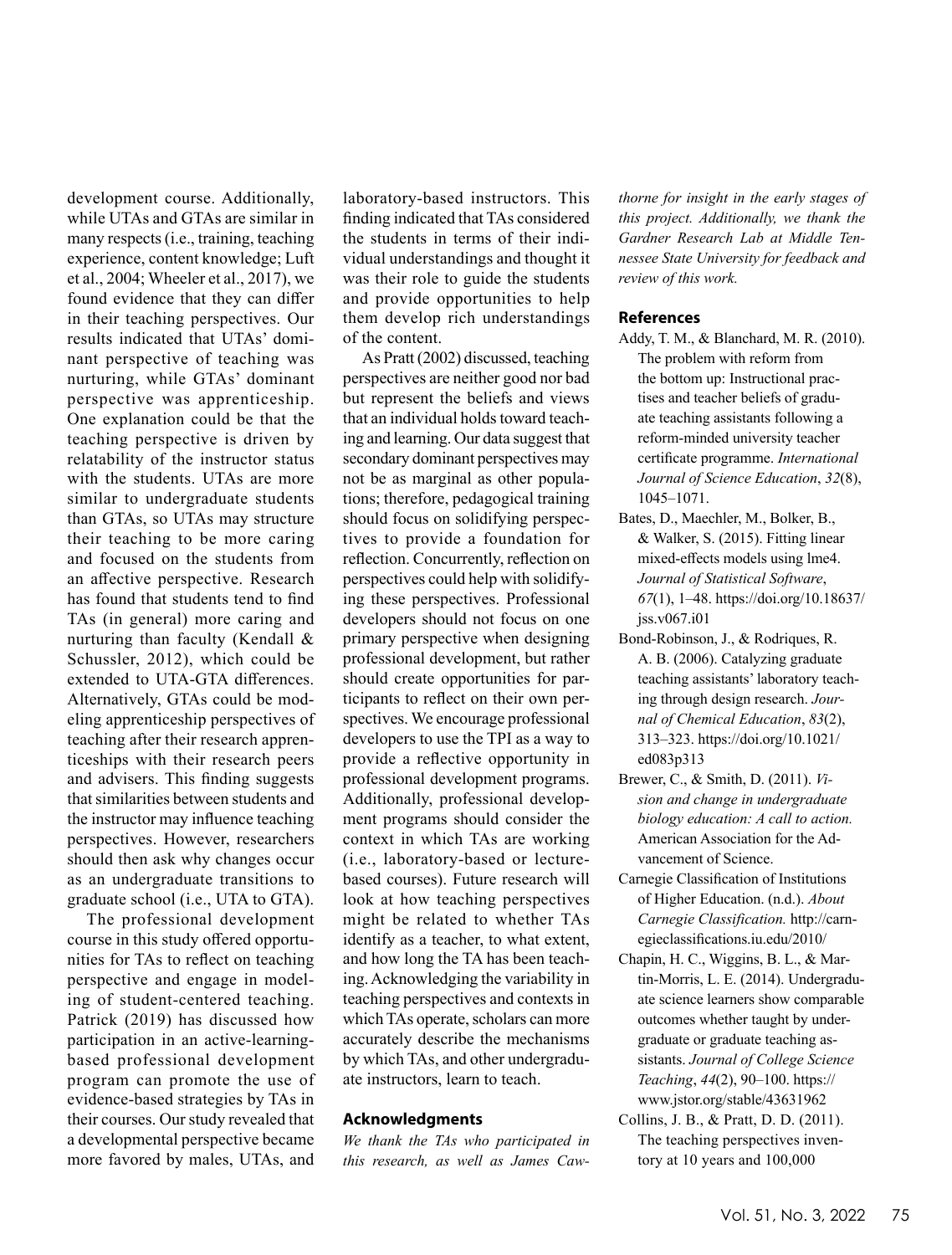development course. Additionally, while UTAs and GTAs are similar in many respects (i.e., training, teaching experience, content knowledge; Luft et al., 2004; Wheeler et al., 2017), we found evidence that they can differ in their teaching perspectives. Our results indicated that UTAs' dominant perspective of teaching was nurturing, while GTAs' dominant perspective was apprenticeship. One explanation could be that the teaching perspective is driven by relatability of the instructor status with the students. UTAs are more similar to undergraduate students than GTAs, so UTAs may structure their teaching to be more caring and focused on the students from an affective perspective. Research has found that students tend to find TAs (in general) more caring and nurturing than faculty (Kendall & Schussler, 2012), which could be extended to UTA-GTA differences. Alternatively, GTAs could be modeling apprenticeship perspectives of teaching after their research apprenticeships with their research peers and advisers. This finding suggests that similarities between students and the instructor may influence teaching perspectives. However, researchers should then ask why changes occur as an undergraduate transitions to graduate school (i.e., UTA to GTA).

The professional development course in this study offered opportunities for TAs to reflect on teaching perspective and engage in modeling of student-centered teaching. Patrick (2019) has discussed how participation in an active-learning-based professional development program can promote the use of evidence-based strategies by TAs in their courses. Our study revealed that a developmental perspective became more favored by males, UTAs, and laboratory-based instructors. This finding indicated that TAs considered the students in terms of their individual understandings and thought it was their role to guide the students and provide opportunities to help them develop rich understandings of the content.

As Pratt (2002) discussed, teaching perspectives are neither good nor bad but represent the beliefs and views that an individual holds toward teaching and learning. Our data suggest that secondary dominant perspectives may not be as marginal as other populations; therefore, pedagogical training should focus on solidifying perspectives to provide a foundation for reflection. Concurrently, reflection on perspectives could help with solidifying these perspectives. Professional developers should not focus on one primary perspective when designing professional development, but rather should create opportunities for participants to reflect on their own perspectives. We encourage professional developers to use the TPI as a way to provide a reflective opportunity in professional development programs. Additionally, professional development programs should consider the context in which TAs are working (i.e., laboratory-based or lecture-based courses). Future research will look at how teaching perspectives might be related to whether TAs identify as a teacher, to what extent, and how long the TA has been teaching. Acknowledging the variability in teaching perspectives and contexts in which TAs operate, scholars can more accurately describe the mechanisms by which TAs, and other undergraduate instructors, learn to teach.

## Acknowledgments

*We thank the TAs who participated in this research, as well as James Cawthorne for insight in the early stages of this project. Additionally, we thank the Gardner Research Lab at Middle Tennessee State University for feedback and review of this work.*

## References

Addy, T. M., & Blanchard, M. R. (2010). The problem with reform from the bottom up: Instructional practises and teacher beliefs of graduate teaching assistants following a reform-minded university teacher certificate programme. *International Journal of Science Education*, *32*(8), 1045–1071.

Bates, D., Maechler, M., Bolker, B., & Walker, S. (2015). Fitting linear mixed-effects models using lme4. *Journal of Statistical Software*, *67*(1), 1–48. https://doi.org/10.18637/jss.v067.i01

Bond-Robinson, J., & Rodriques, R. A. B. (2006). Catalyzing graduate teaching assistants' laboratory teaching through design research. *Journal of Chemical Education*, *83*(2), 313–323. https://doi.org/10.1021/ed083p313

Brewer, C., & Smith, D. (2011). *Vision and change in undergraduate biology education: A call to action.* American Association for the Advancement of Science.

Carnegie Classification of Institutions of Higher Education. (n.d.). *About Carnegie Classification.* http://carnegieclassifications.iu.edu/2010/

Chapin, H. C., Wiggins, B. L., & Martin-Morris, L. E. (2014). Undergraduate science learners show comparable outcomes whether taught by undergraduate or graduate teaching assistants. *Journal of College Science Teaching*, *44*(2), 90–100. https://www.jstor.org/stable/43631962

Collins, J. B., & Pratt, D. D. (2011). The teaching perspectives inventory at 10 years and 100,000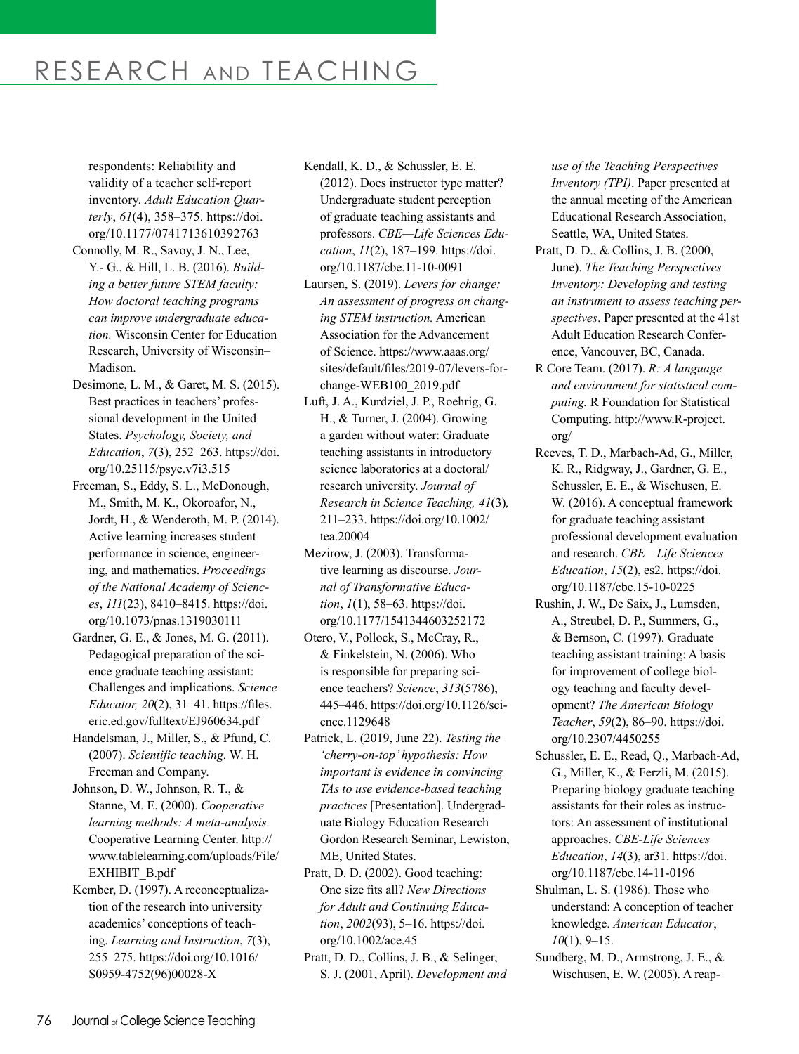respondents: Reliability and validity of a teacher self-report inventory. *Adult Education Quarterly*, *61*(4), 358–375. https://doi.org/10.1177/0741713610392763

Connolly, M. R., Savoy, J. N., Lee, Y.- G., & Hill, L. B. (2016). *Building a better future STEM faculty: How doctoral teaching programs can improve undergraduate education.* Wisconsin Center for Education Research, University of Wisconsin–Madison.

Desimone, L. M., & Garet, M. S. (2015). Best practices in teachers' professional development in the United States. *Psychology, Society, and Education*, *7*(3), 252–263. https://doi.org/10.25115/psye.v7i3.515

Freeman, S., Eddy, S. L., McDonough, M., Smith, M. K., Okoroafor, N., Jordt, H., & Wenderoth, M. P. (2014). Active learning increases student performance in science, engineering, and mathematics. *Proceedings of the National Academy of Sciences*, *111*(23), 8410–8415. https://doi.org/10.1073/pnas.1319030111

Gardner, G. E., & Jones, M. G. (2011). Pedagogical preparation of the science graduate teaching assistant: Challenges and implications. *Science Educator, 20*(2), 31–41. https://files.eric.ed.gov/fulltext/EJ960634.pdf

Handelsman, J., Miller, S., & Pfund, C. (2007). *Scientific teaching.* W. H. Freeman and Company.

Johnson, D. W., Johnson, R. T., & Stanne, M. E. (2000). *Cooperative learning methods: A meta-analysis.* Cooperative Learning Center. http://www.tablelearning.com/uploads/File/EXHIBIT_B.pdf

Kember, D. (1997). A reconceptualization of the research into university academics' conceptions of teaching. *Learning and Instruction*, *7*(3), 255–275. https://doi.org/10.1016/S0959-4752(96)00028-X

Kendall, K. D., & Schussler, E. E. (2012). Does instructor type matter? Undergraduate student perception of graduate teaching assistants and professors. *CBE—Life Sciences Education*, *11*(2), 187–199. https://doi.org/10.1187/cbe.11-10-0091

Laursen, S. (2019). *Levers for change: An assessment of progress on changing STEM instruction.* American Association for the Advancement of Science. https://www.aaas.org/sites/default/files/2019-07/levers-for-change-WEB100_2019.pdf

Luft, J. A., Kurdziel, J. P., Roehrig, G. H., & Turner, J. (2004). Growing a garden without water: Graduate teaching assistants in introductory science laboratories at a doctoral/research university. *Journal of Research in Science Teaching, 41*(3), 211–233. https://doi.org/10.1002/tea.20004

Mezirow, J. (2003). Transformative learning as discourse. *Journal of Transformative Education*, *1*(1), 58–63. https://doi.org/10.1177/1541344603252172

Otero, V., Pollock, S., McCray, R., & Finkelstein, N. (2006). Who is responsible for preparing science teachers? *Science*, *313*(5786), 445–446. https://doi.org/10.1126/science.1129648

Patrick, L. (2019, June 22). *Testing the 'cherry-on-top' hypothesis: How important is evidence in convincing TAs to use evidence-based teaching practices* [Presentation]. Undergraduate Biology Education Research Gordon Research Seminar, Lewiston, ME, United States.

Pratt, D. D. (2002). Good teaching: One size fits all? *New Directions for Adult and Continuing Education*, *2002*(93), 5–16. https://doi.org/10.1002/ace.45

Pratt, D. D., Collins, J. B., & Selinger, S. J. (2001, April). *Development and use of the Teaching Perspectives Inventory (TPI)*. Paper presented at the annual meeting of the American Educational Research Association, Seattle, WA, United States.

Pratt, D. D., & Collins, J. B. (2000, June). *The Teaching Perspectives Inventory: Developing and testing an instrument to assess teaching perspectives*. Paper presented at the 41st Adult Education Research Conference, Vancouver, BC, Canada.

R Core Team. (2017). *R: A language and environment for statistical computing.* R Foundation for Statistical Computing. http://www.R-project.org/

Reeves, T. D., Marbach-Ad, G., Miller, K. R., Ridgway, J., Gardner, G. E., Schussler, E. E., & Wischusen, E. W. (2016). A conceptual framework for graduate teaching assistant professional development evaluation and research. *CBE—Life Sciences Education*, *15*(2), es2. https://doi.org/10.1187/cbe.15-10-0225

Rushin, J. W., De Saix, J., Lumsden, A., Streubel, D. P., Summers, G., & Bernson, C. (1997). Graduate teaching assistant training: A basis for improvement of college biology teaching and faculty development? *The American Biology Teacher*, *59*(2), 86–90. https://doi.org/10.2307/4450255

Schussler, E. E., Read, Q., Marbach-Ad, G., Miller, K., & Ferzli, M. (2015). Preparing biology graduate teaching assistants for their roles as instructors: An assessment of institutional approaches. *CBE-Life Sciences Education*, *14*(3), ar31. https://doi.org/10.1187/cbe.14-11-0196

Shulman, L. S. (1986). Those who understand: A conception of teacher knowledge. *American Educator*, *10*(1), 9–15.

Sundberg, M. D., Armstrong, J. E., & Wischusen, E. W. (2005). A reap-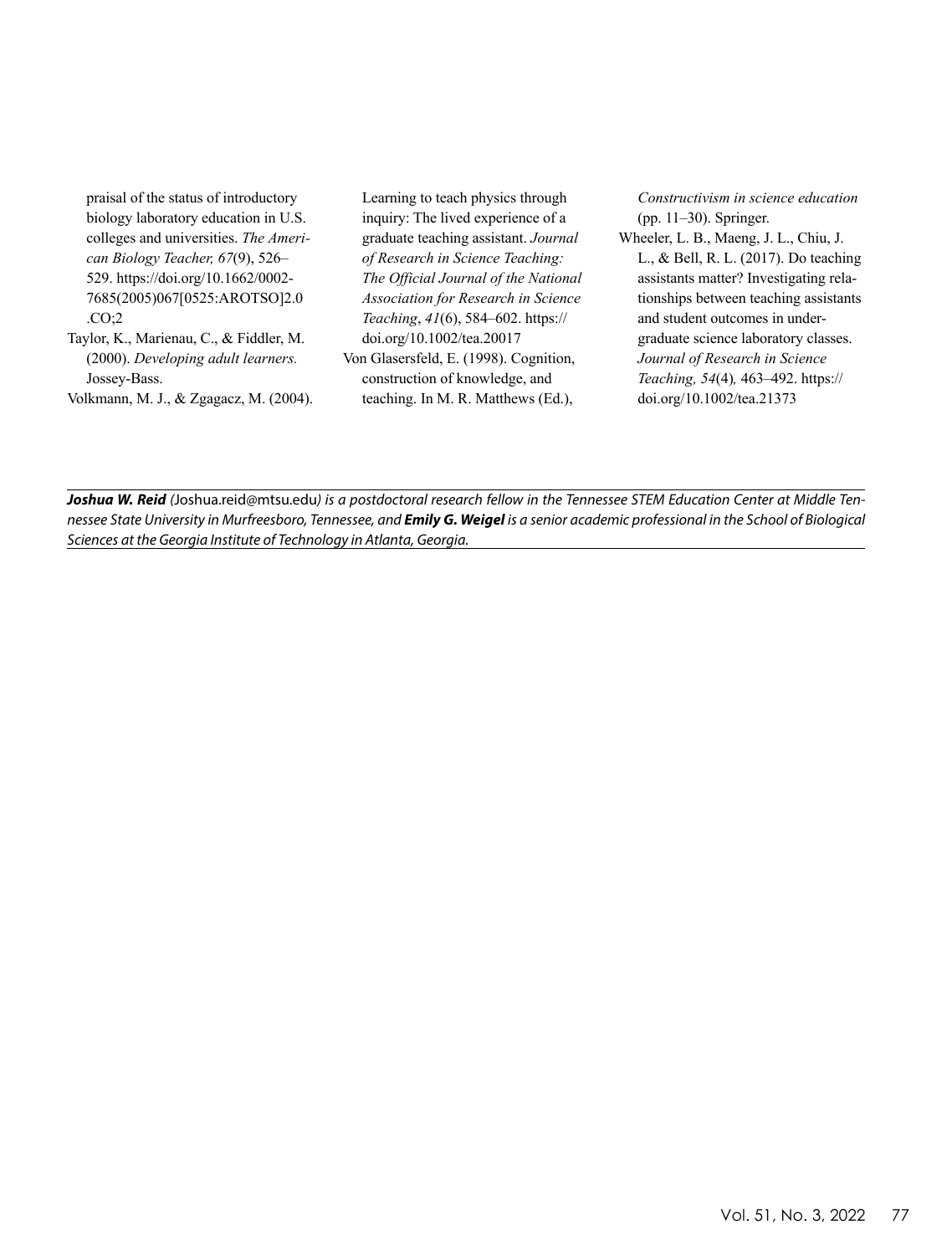praisal of the status of introductory biology laboratory education in U.S. colleges and universities. *The American Biology Teacher, 67*(9), 526–529. https://doi.org/10.1662/0002-7685(2005)067[0525:AROTSO]2.0.CO;2

Taylor, K., Marienau, C., & Fiddler, M. (2000). *Developing adult learners.* Jossey-Bass.

Volkmann, M. J., & Zgagacz, M. (2004). Learning to teach physics through inquiry: The lived experience of a graduate teaching assistant. *Journal of Research in Science Teaching: The Official Journal of the National Association for Research in Science Teaching*, *41*(6), 584–602. https://doi.org/10.1002/tea.20017

Von Glasersfeld, E. (1998). Cognition, construction of knowledge, and teaching. In M. R. Matthews (Ed.), *Constructivism in science education* (pp. 11–30). Springer.

Wheeler, L. B., Maeng, J. L., Chiu, J. L., & Bell, R. L. (2017). Do teaching assistants matter? Investigating relationships between teaching assistants and student outcomes in undergraduate science laboratory classes. *Journal of Research in Science Teaching, 54*(4)*,* 463–492. https://doi.org/10.1002/tea.21373

***Joshua W. Reid*** *(*Joshua.reid@mtsu.edu*) is a postdoctoral research fellow in the Tennessee STEM Education Center at Middle Tennessee State University in Murfreesboro, Tennessee, and* ***Emily G. Weigel*** *is a senior academic professional in the School of Biological Sciences at the Georgia Institute of Technology in Atlanta, Georgia.*